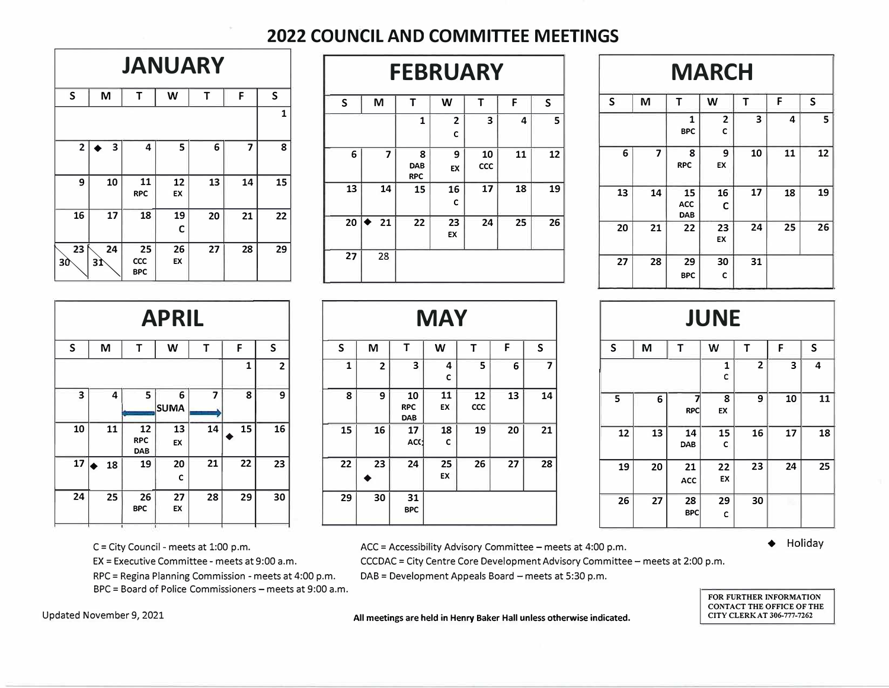# 2022 COUNCIL AND COMMITTEE MEETINGS

## JANUARY

| S | M | T | W | T | F | S |
|---|---|---|---|---|---|---|
| | | | | | | 1 |
| 2 | ◆ 3 | 4 | 5 | 6 | 7 | 8 |
| 9 | 10 | 11 RPC | 12 EX | 13 | 14 | 15 |
| 16 | 17 | 18 | 19 C | 20 | 21 | 22 |
| 23 / 30 | 24 / 31 | 25 CCC BPC | 26 EX | 27 | 28 | 29 |

## FEBRUARY

| S | M | T | W | T | F | S |
|---|---|---|---|---|---|---|
| | | 1 | 2 C | 3 | 4 | 5 |
| 6 | 7 | 8 DAB RPC | 9 EX | 10 CCC | 11 | 12 |
| 13 | 14 | 15 | 16 C | 17 | 18 | 19 |
| 20 | ◆ 21 | 22 | 23 EX | 24 | 25 | 26 |
| 27 | 28 | | | | | |

## MARCH

| S | M | T | W | T | F | S |
|---|---|---|---|---|---|---|
| | | 1 BPC | 2 C | 3 | 4 | 5 |
| 6 | 7 | 8 RPC | 9 EX | 10 | 11 | 12 |
| 13 | 14 | 15 ACC DAB | 16 C | 17 | 18 | 19 |
| 20 | 21 | 22 | 23 EX | 24 | 25 | 26 |
| 27 | 28 | 29 BPC | 30 C | 31 | | |

## APRIL

| S | M | T | W | T | F | S |
|---|---|---|---|---|---|---|
| | | | | | 1 | 2 |
| 3 | 4 | 5 ← | 6 SUMA | 7 → | 8 | 9 |
| 10 | 11 | 12 RPC DAB | 13 EX | 14 | ◆ 15 | 16 |
| 17 | ◆ 18 | 19 | 20 C | 21 | 22 | 23 |
| 24 | 25 | 26 BPC | 27 EX | 28 | 29 | 30 |

## MAY

| S | M | T | W | T | F | S |
|---|---|---|---|---|---|---|
| 1 | 2 | 3 | 4 C | 5 | 6 | 7 |
| 8 | 9 | 10 RPC DAB | 11 EX | 12 CCC | 13 | 14 |
| 15 | 16 | 17 ACC | 18 C | 19 | 20 | 21 |
| 22 | 23 ◆ | 24 | 25 EX | 26 | 27 | 28 |
| 29 | 30 | 31 BPC | | | | |

## JUNE

| S | M | T | W | T | F | S |
|---|---|---|---|---|---|---|
| | | | 1 C | 2 | 3 | 4 |
| 5 | 6 | 7 RPC | 8 EX | 9 | 10 | 11 |
| 12 | 13 | 14 DAB | 15 C | 16 | 17 | 18 |
| 19 | 20 | 21 ACC | 22 EX | 23 | 24 | 25 |
| 26 | 27 | 28 BPC | 29 C | 30 | | |

C = City Council - meets at 1:00 p.m.
EX = Executive Committee - meets at 9:00 a.m.
RPC = Regina Planning Commission - meets at 4:00 p.m.
BPC = Board of Police Commissioners – meets at 9:00 a.m.

ACC = Accessibility Advisory Committee – meets at 4:00 p.m.
CCCDAC = City Centre Core Development Advisory Committee – meets at 2:00 p.m.
DAB = Development Appeals Board – meets at 5:30 p.m.

◆ Holiday

Updated November 9, 2021

**All meetings are held in Henry Baker Hall unless otherwise indicated.**

FOR FURTHER INFORMATION CONTACT THE OFFICE OF THE CITY CLERK AT 306-777-7262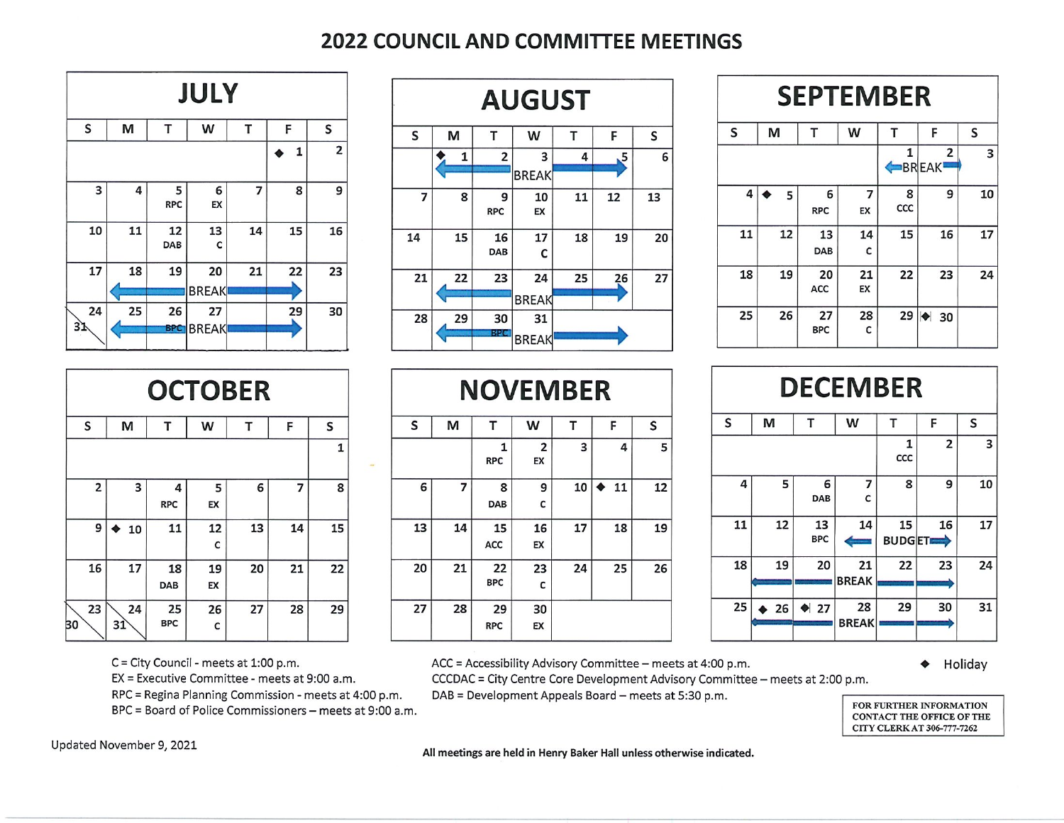# 2022 COUNCIL AND COMMITTEE MEETINGS

## JULY

| S | M | T | W | T | F | S |
|---|---|---|---|---|---|---|
| | | | | | ◆ 1 | 2 |
| 3 | 4 | 5 RPC | 6 EX | 7 | 8 | 9 |
| 10 | 11 | 12 DAB | 13 C | 14 | 15 | 16 |
| 17 | 18 | 19 | 20 BREAK | 21 | 22 | 23 |
| 24 / 31 | 25 | 26 BPC | 27 BREAK | | 29 | 30 |

## AUGUST

| S | M | T | W | T | F | S |
|---|---|---|---|---|---|---|
| | ◆ 1 | 2 | 3 BREAK | 4 | 5 | 6 |
| 7 | 8 | 9 RPC | 10 EX | 11 | 12 | 13 |
| 14 | 15 | 16 DAB | 17 C | 18 | 19 | 20 |
| 21 | 22 | 23 | 24 BREAK | 25 | 26 | 27 |
| 28 | 29 | 30 BPC | 31 BREAK | | | |

## SEPTEMBER

| S | M | T | W | T | F | S |
|---|---|---|---|---|---|---|
| | | | | 1 BREAK | 2 | 3 |
| 4 | ◆ 5 | 6 RPC | 7 EX | 8 CCC | 9 | 10 |
| 11 | 12 | 13 DAB | 14 C | 15 | 16 | 17 |
| 18 | 19 | 20 ACC | 21 EX | 22 | 23 | 24 |
| 25 | 26 | 27 BPC | 28 C | 29 | ◆ 30 | |

## OCTOBER

| S | M | T | W | T | F | S |
|---|---|---|---|---|---|---|
| | | | | | | 1 |
| 2 | 3 | 4 RPC | 5 EX | 6 | 7 | 8 |
| 9 | ◆ 10 | 11 | 12 C | 13 | 14 | 15 |
| 16 | 17 | 18 DAB | 19 EX | 20 | 21 | 22 |
| 23 / 30 | 24 / 31 | 25 BPC | 26 C | 27 | 28 | 29 |

## NOVEMBER

| S | M | T | W | T | F | S |
|---|---|---|---|---|---|---|
| | | 1 RPC | 2 EX | 3 | 4 | 5 |
| 6 | 7 | 8 DAB | 9 C | 10 | ◆ 11 | 12 |
| 13 | 14 | 15 ACC | 16 EX | 17 | 18 | 19 |
| 20 | 21 | 22 BPC | 23 C | 24 | 25 | 26 |
| 27 | 28 | 29 RPC | 30 EX | | | |

## DECEMBER

| S | M | T | W | T | F | S |
|---|---|---|---|---|---|---|
| | | | | 1 CCC | 2 | 3 |
| 4 | 5 | 6 DAB | 7 C | 8 | 9 | 10 |
| 11 | 12 | 13 BPC | 14 | 15 BUDGET | 16 | 17 |
| 18 | 19 | 20 | 21 BREAK | 22 | 23 | 24 |
| 25 | ◆ 26 | ◆ 27 | 28 BREAK | 29 | 30 | 31 |

C = City Council - meets at 1:00 p.m.
EX = Executive Committee - meets at 9:00 a.m.
RPC = Regina Planning Commission - meets at 4:00 p.m.
BPC = Board of Police Commissioners – meets at 9:00 a.m.

ACC = Accessibility Advisory Committee – meets at 4:00 p.m.
CCCDAC = City Centre Core Development Advisory Committee – meets at 2:00 p.m.
DAB = Development Appeals Board – meets at 5:30 p.m.

◆ Holiday

FOR FURTHER INFORMATION CONTACT THE OFFICE OF THE CITY CLERK AT 306-777-7262

Updated November 9, 2021

**All meetings are held in Henry Baker Hall unless otherwise indicated.**